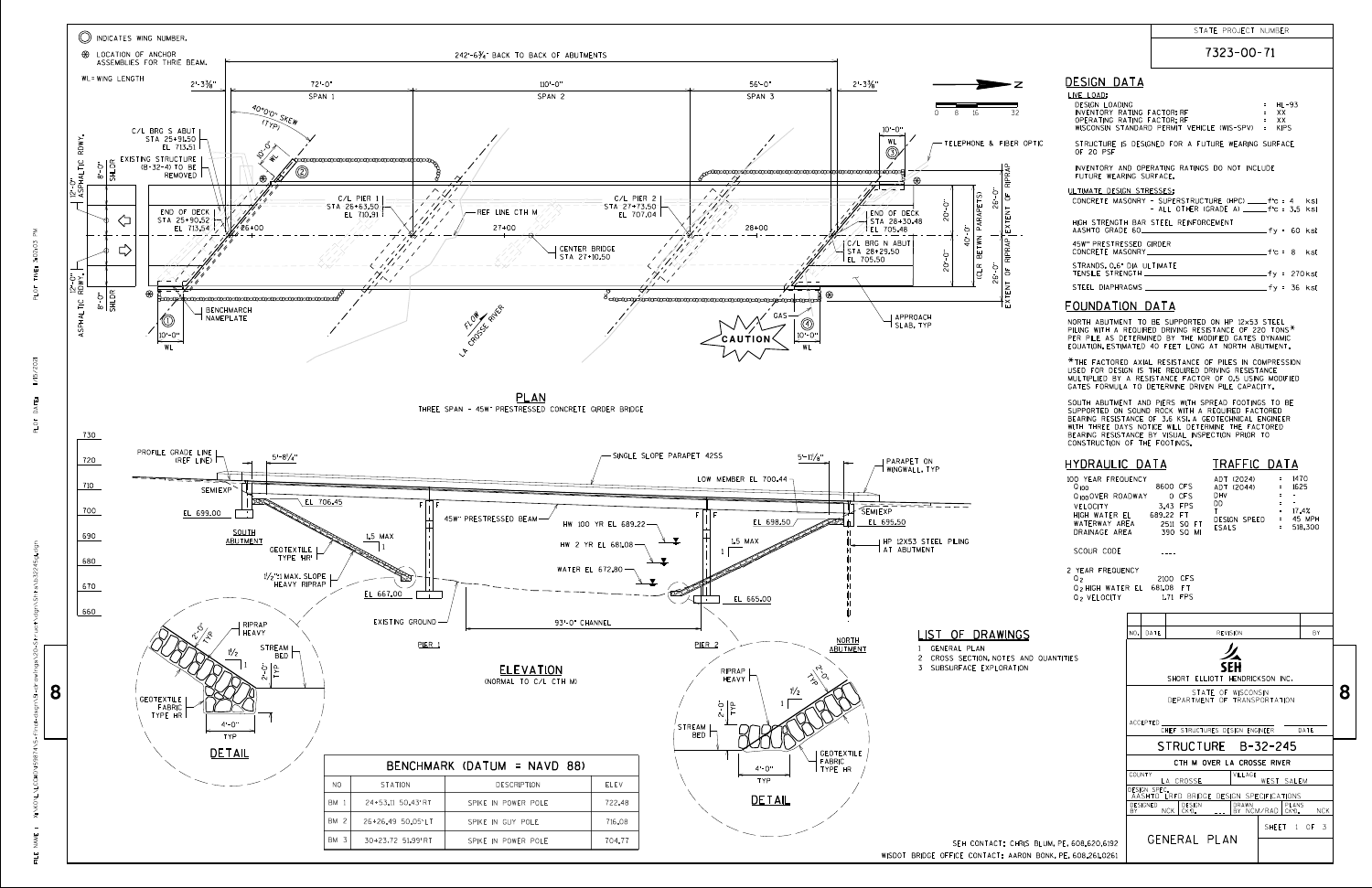STATE PROJECT NUMBER

7323-00-71

## DESIGN DATA

**LIVE LOAD:**

| | | |
|---|---|---|
| DESIGN LOADING | : | HL-93 |
| INVENTORY RATING FACTOR: RF | : | XX |
| OPERATING RATING FACTOR: RF | : | XX |
| WISCONSIN STANDARD PERMIT VEHICLE (WIS-SPV) | : | KIPS |

STRUCTURE IS DESIGNED FOR A FUTURE WEARING SURFACE OF 20 PSF

INVENTORY AND OPERATING RATINGS DO NOT INCLUDE FUTURE WEARING SURFACE.

**ULTIMATE DESIGN STRESSES:**

CONCRETE MASONRY - SUPERSTRUCTURE (HPC) ______ f'c = 4 ksi
- ALL OTHER (GRADE A) ______ f'c = 3.5 ksi

HIGH STRENGTH BAR STEEL REINFORCEMENT
AASHTO GRADE 60 ______ fy = 60 ksi

45W" PRESTRESSED GIRDER
CONCRETE MASONRY ______ f'c = 8 ksi

STRANDS, 0.6" DIA ULTIMATE
TENSILE STRENGTH ______ fy = 270 ksi

STEEL DIAPHRAGMS ______ fy = 36 ksi

## FOUNDATION DATA

NORTH ABUTMENT TO BE SUPPORTED ON HP 12x53 STEEL PILING WITH A REQUIRED DRIVING RESISTANCE OF 220 TONS* PER PILE AS DETERMINED BY THE MODIFIED GATES DYNAMIC EQUATION. ESTIMATED 40 FEET LONG AT NORTH ABUTMENT.

*THE FACTORED AXIAL RESISTANCE OF PILES IN COMPRESSION USED FOR DESIGN IS THE REQUIRED DRIVING RESISTANCE MULTIPLIED BY A RESISTANCE FACTOR OF 0.5 USING MODIFIED GATES FORMULA TO DETERMINE DRIVEN PILE CAPACITY.

SOUTH ABUTMENT AND PIERS WITH SPREAD FOOTINGS TO BE SUPPORTED ON SOUND ROCK WITH A REQUIRED FACTORED BEARING RESISTANCE OF 3.6 KSI. A GEOTECHNICAL ENGINEER WITH THREE DAYS NOTICE WILL DETERMINE THE FACTORED BEARING RESISTANCE BY VISUAL INSPECTION PRIOR TO CONSTRUCTION OF THE FOOTINGS.

## HYDRAULIC DATA

100 YEAR FREQUENCY

| | |
|---|---|
| $Q_{100}$ | 8600 CFS |
| $Q_{100}$ OVER ROADWAY | 0 CFS |
| VELOCITY | 3.43 FPS |
| HIGH WATER EL | 689.22 FT |
| WATERWAY AREA | 2511 SQ FT |
| DRAINAGE AREA | 390 SQ MI |

SCOUR CODE ----

2 YEAR FREQUENCY

| | |
|---|---|
| $Q_2$ | 2100 CFS |
| $Q_2$ HIGH WATER EL | 681.08 FT |
| $Q_2$ VELOCITY | 1.71 FPS |

## TRAFFIC DATA

| | | |
|---|---|---|
| ADT (2024) | : | 1470 |
| ADT (2044) | : | 1625 |
| DHV | : | - |
| DD | : | - |
| T | : | 17.4% |
| DESIGN SPEED | : | 45 MPH |
| ESALS | : | 518,300 |

## PLAN

THREE SPAN - 45W" PRESTRESSED CONCRETE GIRDER BRIDGE

(◯) INDICATES WING NUMBER.
⊕ LOCATION OF ANCHOR ASSEMBLIES FOR THRIE BEAM.
WL = WING LENGTH

242'-6¾" BACK TO BACK OF ABUTMENTS; 2'-3⅜" | SPAN 1 72'-0" | SPAN 2 110'-0" | SPAN 3 56'-0" | 2'-3⅜"

40°0'0" SKEW (TYP)

C/L BRG S ABUT STA 25+91.50 EL 713.51
EXISTING STRUCTURE (B-32-4) TO BE REMOVED
END OF DECK STA 25+90.52 EL 713.54
C/L PIER 1 STA 26+63.50 EL 710.91
REF LINE CTH M
C/L PIER 2 STA 27+73.50 EL 707.04
CENTER BRIDGE STA 27+10.50
END OF DECK STA 28+30.48 EL 705.48
C/L BRG N ABUT STA 28+29.50 EL 705.50
TELEPHONE & FIBER OPTIC
APPROACH SLAB, TYP
GAS
CAUTION
BENCHMARCH NAMEPLATE
FLOW LA CROSSE RIVER
12'-0" ASPHALTIC RDWY.; 8'-0" SHLDR
20'-0"; 20'-0"; 40'-0" (CLR BETWN PARAPETS); 26'-0"; EXTENT OF RIPRAP
10'-0" WL (wings 1, 2, 3, 4)

## ELEVATION

(NORMAL TO C/L CTH M)

PROFILE GRADE LINE (REF LINE); SEMIEXP; EL 699.00; SOUTH ABUTMENT; 5'-8¼"; EL 706.45; GEOTEXTILE TYPE HR; 1½:1 MAX. SLOPE HEAVY RIPRAP; 1.5 MAX; SINGLE SLOPE PARAPET 42SS; LOW MEMBER EL 700.44; 45W" PRESTRESSED BEAM; HW 100 YR EL 689.22; HW 2 YR EL 681.08; WATER EL 672.80; EL 698.50; EL 667.00; EXISTING GROUND; 93'-0" CHANNEL; EL 665.00; PIER 1; PIER 2; 5'-11⅛"; PARAPET ON WINGWALL, TYP; SEMIEXP; EL 695.50; HP 12X53 STEEL PILING AT ABUTMENT; NORTH ABUTMENT

### DETAIL

RIPRAP HEAVY; 2'-0" TYP; 1½; 1; STREAM BED; 2'-0" TYP; GEOTEXTILE FABRIC TYPE HR; 4'-0" TYP

| BENCHMARK (DATUM = NAVD 88) | | | |
|---|---|---|---|
| NO | STATION | DESCRIPTION | ELEV |
| BM 1 | 24+53.11 50.43' RT | SPIKE IN POWER POLE | 722.48 |
| BM 2 | 26+26.49 50.05' LT | SPIKE IN GUY POLE | 716.08 |
| BM 3 | 30+23.72 51.99' RT | SPIKE IN POWER POLE | 704.77 |

## LIST OF DRAWINGS

1. GENERAL PLAN
2. CROSS SECTION, NOTES AND QUANTITIES
3. SUBSURFACE EXPLORATION

SEH CONTACT: CHRIS BLUM, PE, 608.620.6192
WISDOT BRIDGE OFFICE CONTACT: AARON BONK, PE, 608.261.0261

SEH — SHORT ELLIOTT HENDRICKSON INC.

STATE OF WISCONSIN DEPARTMENT OF TRANSPORTATION

ACCEPTED ______ CHIEF STRUCTURES DESIGN ENGINEER ______ DATE

**STRUCTURE B-32-245**

CTH M OVER LA CROSSE RIVER

COUNTY: LA CROSSE — VILLAGE: WEST SALEM

DESIGN SPEC.: AASHTO LRFD BRIDGE DESIGN SPECIFICATIONS

DESIGNED BY: NCK — DESIGN CK'D: ... — DRAWN BY: NCM/RAD — PLANS CK'D: NCK

**GENERAL PLAN** — SHEET 1 OF 3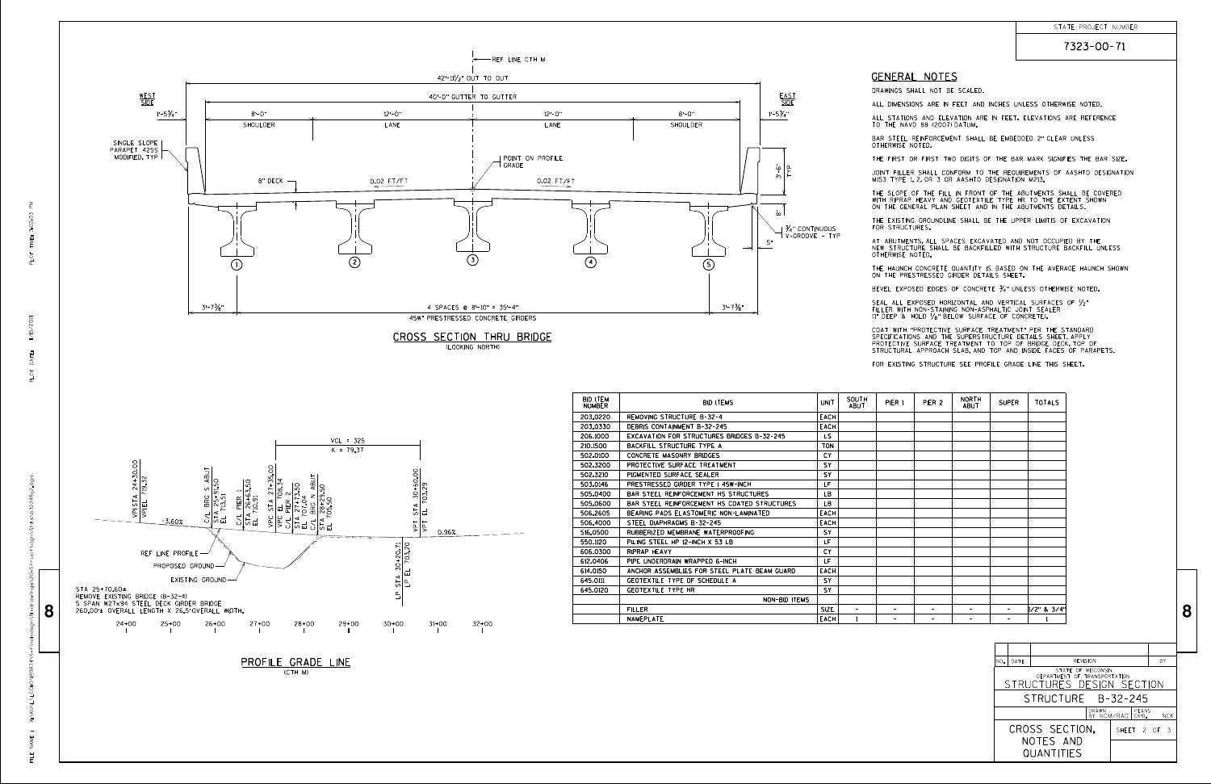STATE PROJECT NUMBER

7323-00-71

## CROSS SECTION THRU BRIDGE

(LOOKING NORTH)

REF LINE CTH M

42'-11½" OUT TO OUT

40'-0" GUTTER TO GUTTER

WEST SIDE

EAST SIDE

1'-5¾"

8'-0" SHOULDER

12'-0" LANE

12'-0" LANE

8'-0" SHOULDER

1'-5¾"

SINGLE SLOPE PARAPET 42SS MODIFIED, TYP

POINT ON PROFILE GRADE

8" DECK

0.02 FT/FT

0.02 FT/FT

3'-6" TYP

8"

5"

¾" CONTINUOUS V-GROOVE - TYP

1 2 3 4 5

3'-7⅜"

4 SPACES @ 8'-10" = 35'-4"

3'-7⅜"

45W" PRESTRESSED CONCRETE GIRDERS

## GENERAL NOTES

DRAWINGS SHALL NOT BE SCALED.

ALL DIMENSIONS ARE IN FEET AND INCHES UNLESS OTHERWISE NOTED.

ALL STATIONS AND ELEVATION ARE IN FEET. ELEVATIONS ARE REFERENCE TO THE NAVD 88 (2007) DATUM.

BAR STEEL REINFORCEMENT SHALL BE EMBEDDED 2" CLEAR UNLESS OTHERWISE NOTED.

THE FIRST OR FIRST TWO DIGITS OF THE BAR MARK SIGNIFIES THE BAR SIZE.

JOINT FILLER SHALL CONFORM TO THE REQUIREMENTS OF AASHTO DESIGNATION M153 TYPE 1, 2, OR 3 OR AASHTO DESIGNATION M213.

THE SLOPE OF THE FILL IN FRONT OF THE ABUTMENTS SHALL BE COVERED WITH RIPRAP HEAVY AND GEOTEXTILE TYPE HR TO THE EXTENT SHOWN ON THE GENERAL PLAN SHEET AND IN THE ABUTMENTS DETAILS.

THE EXISTING GROUNDLINE SHALL BE THE UPPER LIMITS OF EXCAVATION FOR STRUCTURES.

AT ABUTMENTS, ALL SPACES EXCAVATED AND NOT OCCUPIED BY THE NEW STRUCTURE SHALL BE BACKFILLED WITH STRUCTURE BACKFILL UNLESS OTHERWISE NOTED.

THE HAUNCH CONCRETE QUANTITY IS BASED ON THE AVERAGE HAUNCH SHOWN ON THE PRESTRESSED GIRDER DETAILS SHEET.

BEVEL EXPOSED EDGES OF CONCRETE ¾" UNLESS OTHERWISE NOTED.

SEAL ALL EXPOSED HORIZONTAL AND VERTICAL SURFACES OF ½" FILLER WITH NON-STAINING NON-ASPHALTIC JOINT SEALER (1" DEEP & HOLD ⅛" BELOW SURFACE OF CONCRETE).

COAT WITH "PROTECTIVE SURFACE TREATMENT" PER THE STANDARD SPECIFICATIONS AND THE SUPERSTRUCTURE DETAILS SHEET. APPLY PROTECTIVE SURFACE TREATMENT TO TOP OF BRIDGE DECK, TOP OF STRUCTURAL APPROACH SLAB, AND TOP AND INSIDE FACES OF PARAPETS.

FOR EXISTING STRUCTURE SEE PROFILE GRADE LINE THIS SHEET.

## PROFILE GRADE LINE

(CTH M)

VCL = 325

K = 79.37

VPI STA 24+30.00

VPI EL 719.32

C/L BRG S ABUT STA 25+91.50 EL 713.31

C/L PIER 1 STA 26+63.50 EL 710.91

VPC STA 27+35.00 VPC EL 708.34

C/L PIER 2 STA 27+73.50 EL 707.04

C/L BRG N ABUT STA 28+29.50 EL 705.50

VPT STA 30+60.00 VPT EL 703.29

LP STA 30+20.71 LP EL 703.20

-3.60%

0.96%

REF LINE PROFILE

PROPOSED GROUND

EXISTING GROUND

STA 25+70.60±
REMOVE EXISTING BRIDGE (B-32-4)
5 SPAN W27x94 STEEL DECK GIRDER BRIDGE
260.00'± OVERALL LENGTH X 26.5'OVERALL WIDTH.

24+00 25+00 26+00 27+00 28+00 29+00 30+00 31+00 32+00

| BID ITEM NUMBER | BID ITEMS | UNIT | SOUTH ABUT | PIER 1 | PIER 2 | NORTH ABUT | SUPER | TOTALS |
|---|---|---|---|---|---|---|---|---|
| 203.0220 | REMOVING STRUCTURE B-32-4 | EACH | | | | | | |
| 203.0330 | DEBRIS CONTAINMENT B-32-245 | EACH | | | | | | |
| 206.1000 | EXCAVATION FOR STRUCTURES BRIDGES B-32-245 | LS | | | | | | |
| 210.1500 | BACKFILL STRUCTURE TYPE A | TON | | | | | | |
| 502.0100 | CONCRETE MASONRY BRIDGES | CY | | | | | | |
| 502.3200 | PROTECTIVE SURFACE TREATMENT | SY | | | | | | |
| 502.3210 | PIGMENTED SURFACE SEALER | SY | | | | | | |
| 503.0146 | PRESTRESSED GIRDER TYPE I 45W-INCH | LF | | | | | | |
| 505.0400 | BAR STEEL REINFORCEMENT HS STRUCTURES | LB | | | | | | |
| 505.0600 | BAR STEEL REINFORCEMENT HS COATED STRUCTURES | LB | | | | | | |
| 506.2605 | BEARING PADS ELASTOMERIC NON-LAMINATED | EACH | | | | | | |
| 506.4000 | STEEL DIAPHRAGMS B-32-245 | EACH | | | | | | |
| 516.0500 | RUBBERIZED MEMBRANE WATERPROOFING | SY | | | | | | |
| 550.1120 | PILING STEEL HP 12-INCH X 53 LB | LF | | | | | | |
| 606.0300 | RIPRAP HEAVY | CY | | | | | | |
| 612.0406 | PIPE UNDERDRAIN WRAPPED 6-INCH | LF | | | | | | |
| 614.0150 | ANCHOR ASSEMBLIES FOR STEEL PLATE BEAM GUARD | EACH | | | | | | |
| 645.0111 | GEOTEXTILE TYPE DF SCHEDULE A | SY | | | | | | |
| 645.0120 | GEOTEXTILE TYPE HR | SY | | | | | | |
| | NON-BID ITEMS | | | | | | | |
| | FILLER | SIZE | - | - | - | - | - | 1/2" & 3/4" |
| | NAMEPLATE | EACH | 1 | - | - | - | - | 1 |

| NO. | DATE | REVISION | BY |
|---|---|---|---|
| | | | |

STATE OF WISCONSIN
DEPARTMENT OF TRANSPORTATION
STRUCTURES DESIGN SECTION

STRUCTURE B-32-245

DRAWN BY NCM/RAD PLANS CK'D. NCK

CROSS SECTION, NOTES AND QUANTITIES

SHEET 2 OF 3